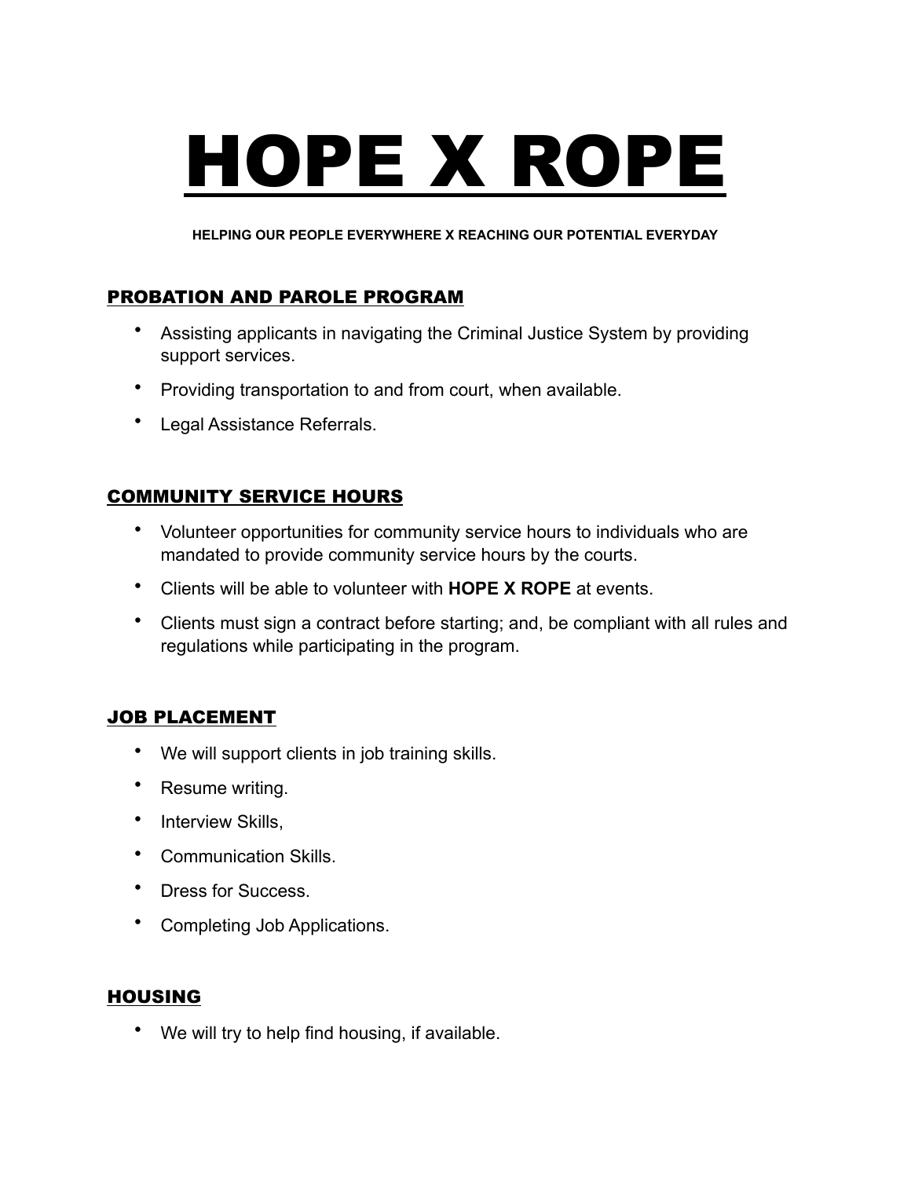# HOPE X ROPE

**HELPING OUR PEOPLE EVERYWHERE X REACHING OUR POTENTIAL EVERYDAY**

## PROBATION AND PAROLE PROGRAM

- Assisting applicants in navigating the Criminal Justice System by providing support services.
- Providing transportation to and from court, when available.
- Legal Assistance Referrals.

## COMMUNITY SERVICE HOURS

- Volunteer opportunities for community service hours to individuals who are mandated to provide community service hours by the courts.
- Clients will be able to volunteer with **HOPE X ROPE** at events.
- Clients must sign a contract before starting; and, be compliant with all rules and regulations while participating in the program.

## JOB PLACEMENT

- We will support clients in job training skills.
- Resume writing.
- Interview Skills,
- Communication Skills.
- Dress for Success.
- Completing Job Applications.

## HOUSING

- We will try to help find housing, if available.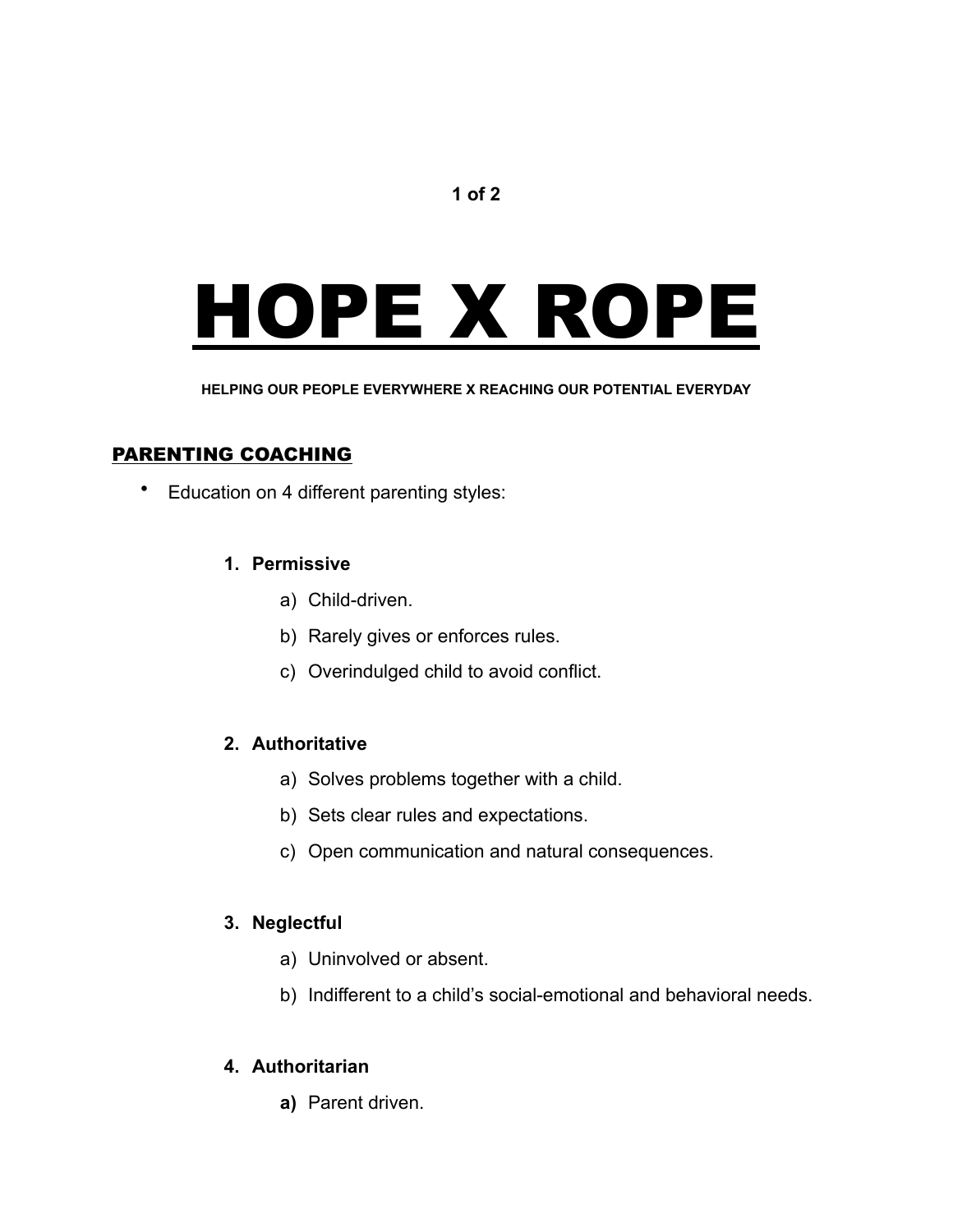# HOPE X ROPE

**HELPING OUR PEOPLE EVERYWHERE X REACHING OUR POTENTIAL EVERYDAY**

## PARENTING COACHING

- Education on 4 different parenting styles:

1. **Permissive**
    a) Child-driven.
    b) Rarely gives or enforces rules.
    c) Overindulged child to avoid conflict.

2. **Authoritative**
    a) Solves problems together with a child.
    b) Sets clear rules and expectations.
    c) Open communication and natural consequences.

3. **Neglectful**
    a) Uninvolved or absent.
    b) Indifferent to a child's social-emotional and behavioral needs.

4. **Authoritarian**
    **a)** Parent driven.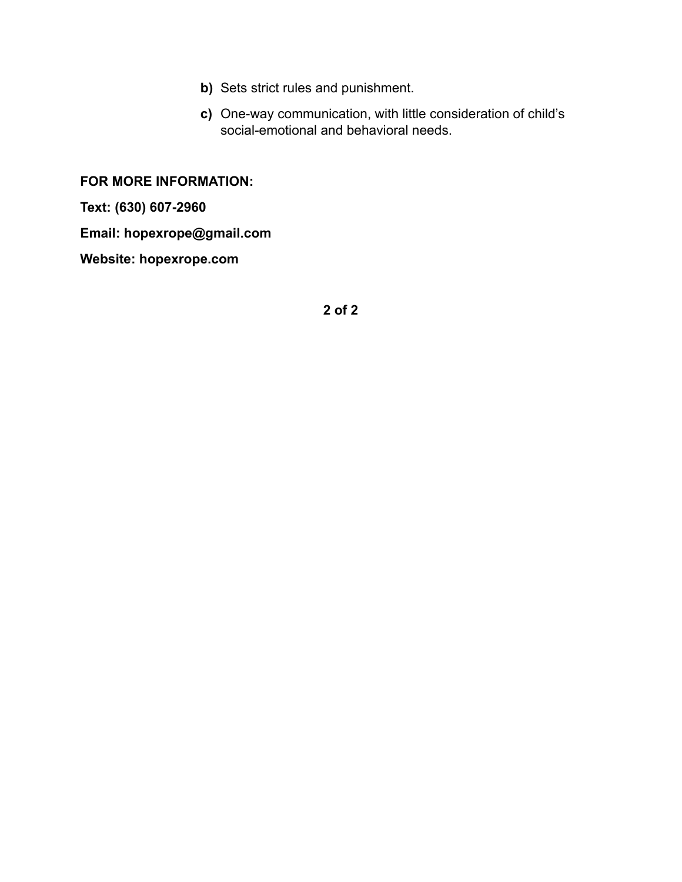b) Sets strict rules and punishment.

c) One-way communication, with little consideration of child's social-emotional and behavioral needs.

**FOR MORE INFORMATION:**

**Text: (630) 607-2960**

**Email: hopexrope@gmail.com**

**Website: hopexrope.com**